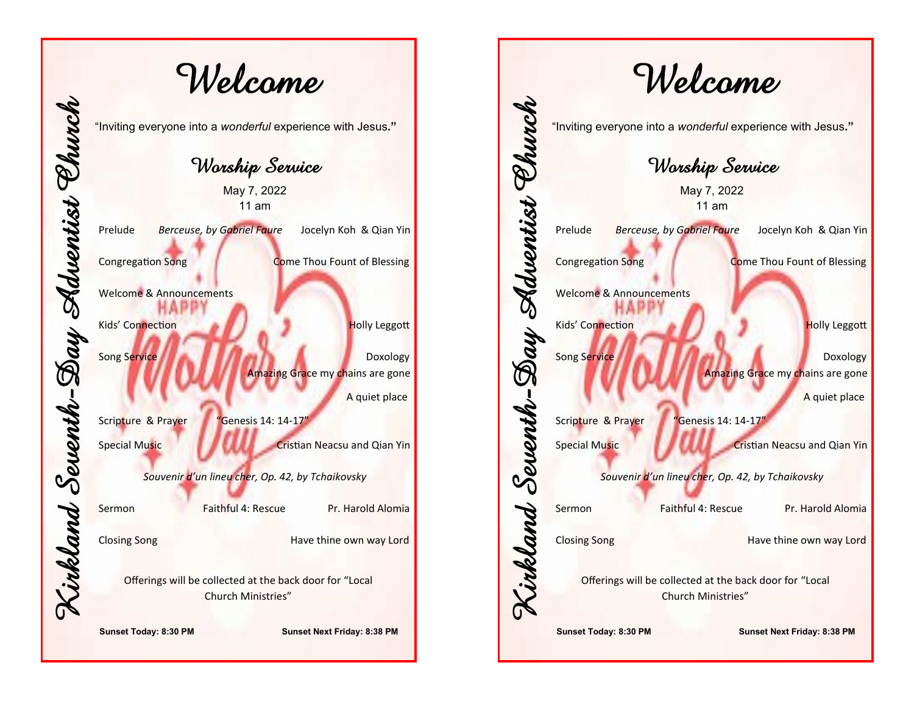Kirkland Seventh-Day Adventist Church

# Welcome

"Inviting everyone into a *wonderful* experience with Jesus."

## Worship Service

May 7, 2022
11 am

Prelude *Berceuse, by Gabriel Faure* Jocelyn Koh & Qian Yin

Congregation Song Come Thou Fount of Blessing

Welcome & Announcements

Kids' Connection Holly Leggott

Song Service Doxology
Amazing Grace my chains are gone
A quiet place

Scripture & Prayer "Genesis 14: 14-17"

Special Music Cristian Neacsu and Qian Yin

*Souvenir d'un lineu cher, Op. 42, by Tchaikovsky*

Sermon Faithful 4: Rescue Pr. Harold Alomia

Closing Song Have thine own way Lord

Offerings will be collected at the back door for "Local Church Ministries"

**Sunset Today: 8:30 PM** **Sunset Next Friday: 8:38 PM**

Kirkland Seventh-Day Adventist Church

# Welcome

"Inviting everyone into a *wonderful* experience with Jesus."

## Worship Service

May 7, 2022
11 am

Prelude *Berceuse, by Gabriel Faure* Jocelyn Koh & Qian Yin

Congregation Song Come Thou Fount of Blessing

Welcome & Announcements

Kids' Connection Holly Leggott

Song Service Doxology
Amazing Grace my chains are gone
A quiet place

Scripture & Prayer "Genesis 14: 14-17"

Special Music Cristian Neacsu and Qian Yin

*Souvenir d'un lineu cher, Op. 42, by Tchaikovsky*

Sermon Faithful 4: Rescue Pr. Harold Alomia

Closing Song Have thine own way Lord

Offerings will be collected at the back door for "Local Church Ministries"

**Sunset Today: 8:30 PM** **Sunset Next Friday: 8:38 PM**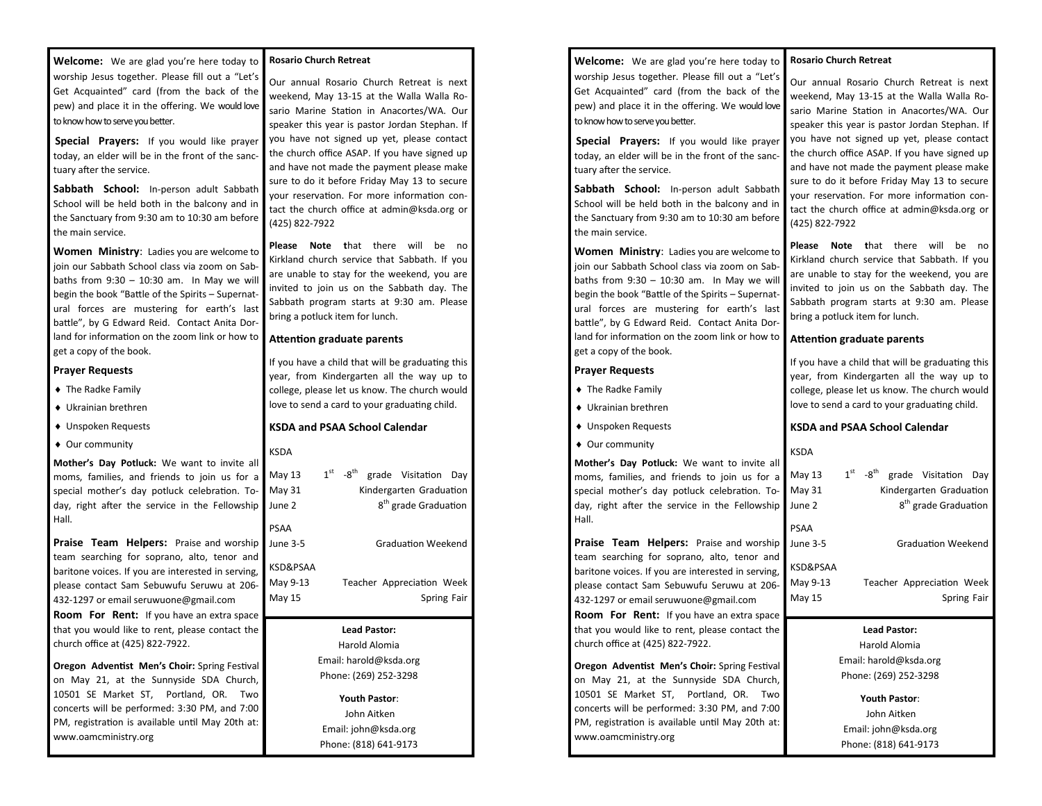**Welcome:** We are glad you're here today to worship Jesus together. Please fill out a "Let's Get Acquainted" card (from the back of the pew) and place it in the offering. We would love to know how to serve you better.

**Special Prayers:** If you would like prayer today, an elder will be in the front of the sanctuary after the service.

**Sabbath School:** In-person adult Sabbath School will be held both in the balcony and in the Sanctuary from 9:30 am to 10:30 am before the main service.

**Women Ministry**: Ladies you are welcome to join our Sabbath School class via zoom on Sabbaths from 9:30 – 10:30 am. In May we will begin the book "Battle of the Spirits – Supernatural forces are mustering for earth's last battle", by G Edward Reid. Contact Anita Dorland for information on the zoom link or how to get a copy of the book.

### Prayer Requests

- The Radke Family
- Ukrainian brethren
- Unspoken Requests
- Our community

**Mother's Day Potluck:** We want to invite all moms, families, and friends to join us for a special mother's day potluck celebration. Today, right after the service in the Fellowship Hall.

**Praise Team Helpers:** Praise and worship team searching for soprano, alto, tenor and baritone voices. If you are interested in serving, please contact Sam Sebuwufu Seruwu at 206-432-1297 or email seruwuone@gmail.com

**Room For Rent:** If you have an extra space that you would like to rent, please contact the church office at (425) 822-7922.

**Oregon Adventist Men's Choir:** Spring Festival on May 21, at the Sunnyside SDA Church, 10501 SE Market ST, Portland, OR. Two concerts will be performed: 3:30 PM, and 7:00 PM, registration is available until May 20th at: www.oamcministry.org

**Rosario Church Retreat**

Our annual Rosario Church Retreat is next weekend, May 13-15 at the Walla Walla Rosario Marine Station in Anacortes/WA. Our speaker this year is pastor Jordan Stephan. If you have not signed up yet, please contact the church office ASAP. If you have signed up and have not made the payment please make sure to do it before Friday May 13 to secure your reservation. For more information contact the church office at admin@ksda.org or (425) 822-7922

**Please Note t**hat there will be no Kirkland church service that Sabbath. If you are unable to stay for the weekend, you are invited to join us on the Sabbath day. The Sabbath program starts at 9:30 am. Please bring a potluck item for lunch.

### Attention graduate parents

If you have a child that will be graduating this year, from Kindergarten all the way up to college, please let us know. The church would love to send a card to your graduating child.

### KSDA and PSAA School Calendar

| | |
|---|---|
| KSDA | |
| May 13 | 1st -8th grade Visitation Day |
| May 31 | Kindergarten Graduation |
| June 2 | 8th grade Graduation |
| PSAA | |
| June 3-5 | Graduation Weekend |
| KSD&PSAA | |
| May 9-13 | Teacher Appreciation Week |
| May 15 | Spring Fair |

**Lead Pastor:**
Harold Alomia
Email: harold@ksda.org
Phone: (269) 252-3298

**Youth Pastor**:
John Aitken
Email: john@ksda.org
Phone: (818) 641-9173

---

**Welcome:** We are glad you're here today to worship Jesus together. Please fill out a "Let's Get Acquainted" card (from the back of the pew) and place it in the offering. We would love to know how to serve you better.

**Special Prayers:** If you would like prayer today, an elder will be in the front of the sanctuary after the service.

**Sabbath School:** In-person adult Sabbath School will be held both in the balcony and in the Sanctuary from 9:30 am to 10:30 am before the main service.

**Women Ministry**: Ladies you are welcome to join our Sabbath School class via zoom on Sabbaths from 9:30 – 10:30 am. In May we will begin the book "Battle of the Spirits – Supernatural forces are mustering for earth's last battle", by G Edward Reid. Contact Anita Dorland for information on the zoom link or how to get a copy of the book.

### Prayer Requests

- The Radke Family
- Ukrainian brethren
- Unspoken Requests
- Our community

**Mother's Day Potluck:** We want to invite all moms, families, and friends to join us for a special mother's day potluck celebration. Today, right after the service in the Fellowship Hall.

**Praise Team Helpers:** Praise and worship team searching for soprano, alto, tenor and baritone voices. If you are interested in serving, please contact Sam Sebuwufu Seruwu at 206-432-1297 or email seruwuone@gmail.com

**Room For Rent:** If you have an extra space that you would like to rent, please contact the church office at (425) 822-7922.

**Oregon Adventist Men's Choir:** Spring Festival on May 21, at the Sunnyside SDA Church, 10501 SE Market ST, Portland, OR. Two concerts will be performed: 3:30 PM, and 7:00 PM, registration is available until May 20th at: www.oamcministry.org

**Rosario Church Retreat**

Our annual Rosario Church Retreat is next weekend, May 13-15 at the Walla Walla Rosario Marine Station in Anacortes/WA. Our speaker this year is pastor Jordan Stephan. If you have not signed up yet, please contact the church office ASAP. If you have signed up and have not made the payment please make sure to do it before Friday May 13 to secure your reservation. For more information contact the church office at admin@ksda.org or (425) 822-7922

**Please Note t**hat there will be no Kirkland church service that Sabbath. If you are unable to stay for the weekend, you are invited to join us on the Sabbath day. The Sabbath program starts at 9:30 am. Please bring a potluck item for lunch.

### Attention graduate parents

If you have a child that will be graduating this year, from Kindergarten all the way up to college, please let us know. The church would love to send a card to your graduating child.

### KSDA and PSAA School Calendar

| | |
|---|---|
| KSDA | |
| May 13 | 1st -8th grade Visitation Day |
| May 31 | Kindergarten Graduation |
| June 2 | 8th grade Graduation |
| PSAA | |
| June 3-5 | Graduation Weekend |
| KSD&PSAA | |
| May 9-13 | Teacher Appreciation Week |
| May 15 | Spring Fair |

**Lead Pastor:**
Harold Alomia
Email: harold@ksda.org
Phone: (269) 252-3298

**Youth Pastor**:
John Aitken
Email: john@ksda.org
Phone: (818) 641-9173